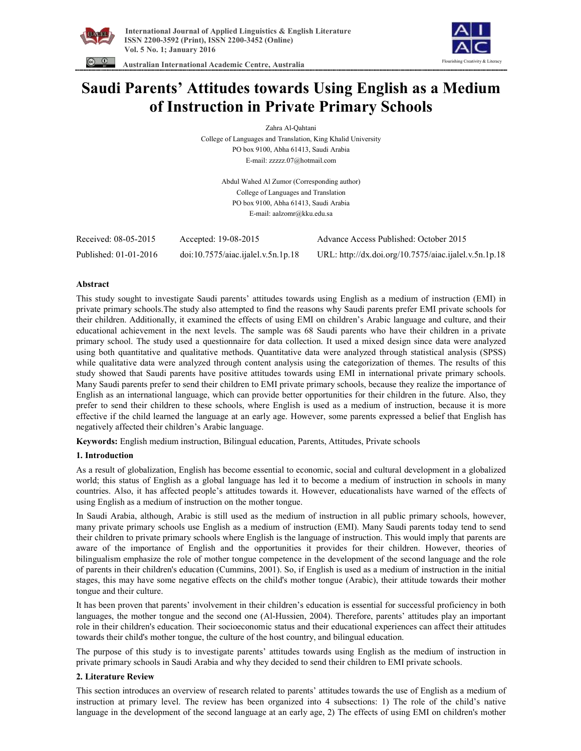# Saudi Parents' Attitudes towards Using English as a Medium of Instruction in Private Primary Schools

Zahra Al-Qahtani
College of Languages and Translation, King Khalid University
PO box 9100, Abha 61413, Saudi Arabia
E-mail: zzzzz.07@hotmail.com

Abdul Wahed Al Zumor (Corresponding author)
College of Languages and Translation
PO box 9100, Abha 61413, Saudi Arabia
E-mail: aalzomr@kku.edu.sa

Received: 08-05-2015 Accepted: 19-08-2015 Advance Access Published: October 2015
Published: 01-01-2016 doi:10.7575/aiac.ijalel.v.5n.1p.18 URL: http://dx.doi.org/10.7575/aiac.ijalel.v.5n.1p.18

## Abstract

This study sought to investigate Saudi parents' attitudes towards using English as a medium of instruction (EMI) in private primary schools.The study also attempted to find the reasons why Saudi parents prefer EMI private schools for their children. Additionally, it examined the effects of using EMI on children's Arabic language and culture, and their educational achievement in the next levels. The sample was 68 Saudi parents who have their children in a private primary school. The study used a questionnaire for data collection. It used a mixed design since data were analyzed using both quantitative and qualitative methods. Quantitative data were analyzed through statistical analysis (SPSS) while qualitative data were analyzed through content analysis using the categorization of themes. The results of this study showed that Saudi parents have positive attitudes towards using EMI in international private primary schools. Many Saudi parents prefer to send their children to EMI private primary schools, because they realize the importance of English as an international language, which can provide better opportunities for their children in the future. Also, they prefer to send their children to these schools, where English is used as a medium of instruction, because it is more effective if the child learned the language at an early age. However, some parents expressed a belief that English has negatively affected their children's Arabic language.

**Keywords:** English medium instruction, Bilingual education, Parents, Attitudes, Private schools

## 1. Introduction

As a result of globalization, English has become essential to economic, social and cultural development in a globalized world; this status of English as a global language has led it to become a medium of instruction in schools in many countries. Also, it has affected people's attitudes towards it. However, educationalists have warned of the effects of using English as a medium of instruction on the mother tongue.

In Saudi Arabia, although, Arabic is still used as the medium of instruction in all public primary schools, however, many private primary schools use English as a medium of instruction (EMI). Many Saudi parents today tend to send their children to private primary schools where English is the language of instruction. This would imply that parents are aware of the importance of English and the opportunities it provides for their children. However, theories of bilingualism emphasize the role of mother tongue competence in the development of the second language and the role of parents in their children's education (Cummins, 2001). So, if English is used as a medium of instruction in the initial stages, this may have some negative effects on the child's mother tongue (Arabic), their attitude towards their mother tongue and their culture.

It has been proven that parents' involvement in their children's education is essential for successful proficiency in both languages, the mother tongue and the second one (Al-Hussien, 2004). Therefore, parents' attitudes play an important role in their children's education. Their socioeconomic status and their educational experiences can affect their attitudes towards their child's mother tongue, the culture of the host country, and bilingual education.

The purpose of this study is to investigate parents' attitudes towards using English as the medium of instruction in private primary schools in Saudi Arabia and why they decided to send their children to EMI private schools.

## 2. Literature Review

This section introduces an overview of research related to parents' attitudes towards the use of English as a medium of instruction at primary level. The review has been organized into 4 subsections: 1) The role of the child's native language in the development of the second language at an early age, 2) The effects of using EMI on children's mother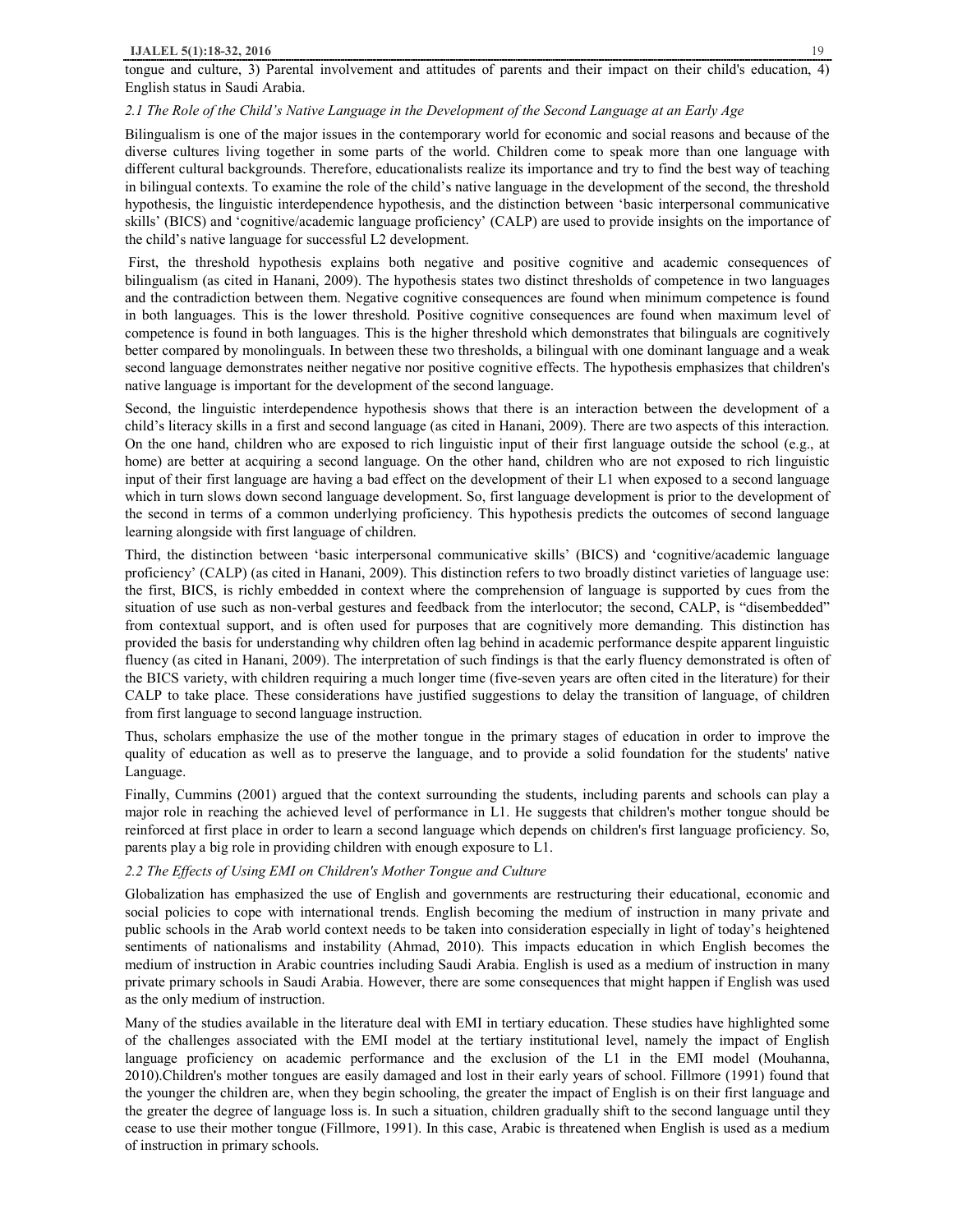tongue and culture, 3) Parental involvement and attitudes of parents and their impact on their child's education, 4) English status in Saudi Arabia.

### *2.1 The Role of the Child's Native Language in the Development of the Second Language at an Early Age*

Bilingualism is one of the major issues in the contemporary world for economic and social reasons and because of the diverse cultures living together in some parts of the world. Children come to speak more than one language with different cultural backgrounds. Therefore, educationalists realize its importance and try to find the best way of teaching in bilingual contexts. To examine the role of the child's native language in the development of the second, the threshold hypothesis, the linguistic interdependence hypothesis, and the distinction between 'basic interpersonal communicative skills' (BICS) and 'cognitive/academic language proficiency' (CALP) are used to provide insights on the importance of the child's native language for successful L2 development.

First, the threshold hypothesis explains both negative and positive cognitive and academic consequences of bilingualism (as cited in Hanani, 2009). The hypothesis states two distinct thresholds of competence in two languages and the contradiction between them. Negative cognitive consequences are found when minimum competence is found in both languages. This is the lower threshold. Positive cognitive consequences are found when maximum level of competence is found in both languages. This is the higher threshold which demonstrates that bilinguals are cognitively better compared by monolinguals. In between these two thresholds, a bilingual with one dominant language and a weak second language demonstrates neither negative nor positive cognitive effects. The hypothesis emphasizes that children's native language is important for the development of the second language.

Second, the linguistic interdependence hypothesis shows that there is an interaction between the development of a child's literacy skills in a first and second language (as cited in Hanani, 2009). There are two aspects of this interaction. On the one hand, children who are exposed to rich linguistic input of their first language outside the school (e.g., at home) are better at acquiring a second language. On the other hand, children who are not exposed to rich linguistic input of their first language are having a bad effect on the development of their L1 when exposed to a second language which in turn slows down second language development. So, first language development is prior to the development of the second in terms of a common underlying proficiency. This hypothesis predicts the outcomes of second language learning alongside with first language of children.

Third, the distinction between 'basic interpersonal communicative skills' (BICS) and 'cognitive/academic language proficiency' (CALP) (as cited in Hanani, 2009). This distinction refers to two broadly distinct varieties of language use: the first, BICS, is richly embedded in context where the comprehension of language is supported by cues from the situation of use such as non-verbal gestures and feedback from the interlocutor; the second, CALP, is "disembedded" from contextual support, and is often used for purposes that are cognitively more demanding. This distinction has provided the basis for understanding why children often lag behind in academic performance despite apparent linguistic fluency (as cited in Hanani, 2009). The interpretation of such findings is that the early fluency demonstrated is often of the BICS variety, with children requiring a much longer time (five-seven years are often cited in the literature) for their CALP to take place. These considerations have justified suggestions to delay the transition of language, of children from first language to second language instruction.

Thus, scholars emphasize the use of the mother tongue in the primary stages of education in order to improve the quality of education as well as to preserve the language, and to provide a solid foundation for the students' native Language.

Finally, Cummins (2001) argued that the context surrounding the students, including parents and schools can play a major role in reaching the achieved level of performance in L1. He suggests that children's mother tongue should be reinforced at first place in order to learn a second language which depends on children's first language proficiency. So, parents play a big role in providing children with enough exposure to L1.

### *2.2 The Effects of Using EMI on Children's Mother Tongue and Culture*

Globalization has emphasized the use of English and governments are restructuring their educational, economic and social policies to cope with international trends. English becoming the medium of instruction in many private and public schools in the Arab world context needs to be taken into consideration especially in light of today's heightened sentiments of nationalisms and instability (Ahmad, 2010). This impacts education in which English becomes the medium of instruction in Arabic countries including Saudi Arabia. English is used as a medium of instruction in many private primary schools in Saudi Arabia. However, there are some consequences that might happen if English was used as the only medium of instruction.

Many of the studies available in the literature deal with EMI in tertiary education. These studies have highlighted some of the challenges associated with the EMI model at the tertiary institutional level, namely the impact of English language proficiency on academic performance and the exclusion of the L1 in the EMI model (Mouhanna, 2010).Children's mother tongues are easily damaged and lost in their early years of school. Fillmore (1991) found that the younger the children are, when they begin schooling, the greater the impact of English is on their first language and the greater the degree of language loss is. In such a situation, children gradually shift to the second language until they cease to use their mother tongue (Fillmore, 1991). In this case, Arabic is threatened when English is used as a medium of instruction in primary schools.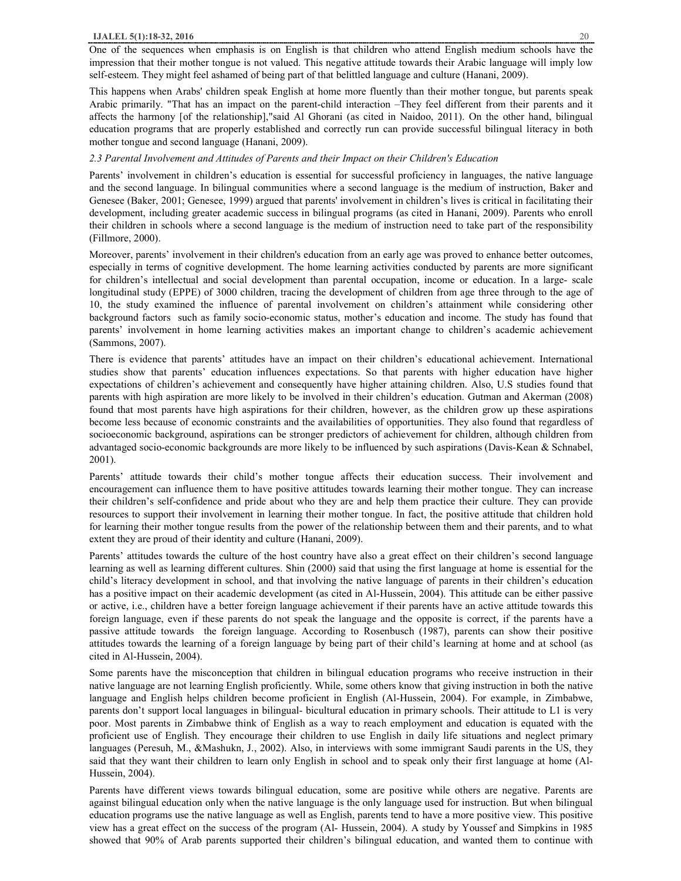One of the sequences when emphasis is on English is that children who attend English medium schools have the impression that their mother tongue is not valued. This negative attitude towards their Arabic language will imply low self-esteem. They might feel ashamed of being part of that belittled language and culture (Hanani, 2009).

This happens when Arabs' children speak English at home more fluently than their mother tongue, but parents speak Arabic primarily. "That has an impact on the parent-child interaction –They feel different from their parents and it affects the harmony [of the relationship],"said Al Ghorani (as cited in Naidoo, 2011). On the other hand, bilingual education programs that are properly established and correctly run can provide successful bilingual literacy in both mother tongue and second language (Hanani, 2009).

### *2.3 Parental Involvement and Attitudes of Parents and their Impact on their Children's Education*

Parents' involvement in children's education is essential for successful proficiency in languages, the native language and the second language. In bilingual communities where a second language is the medium of instruction, Baker and Genesee (Baker, 2001; Genesee, 1999) argued that parents' involvement in children's lives is critical in facilitating their development, including greater academic success in bilingual programs (as cited in Hanani, 2009). Parents who enroll their children in schools where a second language is the medium of instruction need to take part of the responsibility (Fillmore, 2000).

Moreover, parents' involvement in their children's education from an early age was proved to enhance better outcomes, especially in terms of cognitive development. The home learning activities conducted by parents are more significant for children's intellectual and social development than parental occupation, income or education. In a large- scale longitudinal study (EPPE) of 3000 children, tracing the development of children from age three through to the age of 10, the study examined the influence of parental involvement on children's attainment while considering other background factors such as family socio-economic status, mother's education and income. The study has found that parents' involvement in home learning activities makes an important change to children's academic achievement (Sammons, 2007).

There is evidence that parents' attitudes have an impact on their children's educational achievement. International studies show that parents' education influences expectations. So that parents with higher education have higher expectations of children's achievement and consequently have higher attaining children. Also, U.S studies found that parents with high aspiration are more likely to be involved in their children's education. Gutman and Akerman (2008) found that most parents have high aspirations for their children, however, as the children grow up these aspirations become less because of economic constraints and the availabilities of opportunities. They also found that regardless of socioeconomic background, aspirations can be stronger predictors of achievement for children, although children from advantaged socio-economic backgrounds are more likely to be influenced by such aspirations (Davis-Kean & Schnabel, 2001).

Parents' attitude towards their child's mother tongue affects their education success. Their involvement and encouragement can influence them to have positive attitudes towards learning their mother tongue. They can increase their children's self-confidence and pride about who they are and help them practice their culture. They can provide resources to support their involvement in learning their mother tongue. In fact, the positive attitude that children hold for learning their mother tongue results from the power of the relationship between them and their parents, and to what extent they are proud of their identity and culture (Hanani, 2009).

Parents' attitudes towards the culture of the host country have also a great effect on their children's second language learning as well as learning different cultures. Shin (2000) said that using the first language at home is essential for the child's literacy development in school, and that involving the native language of parents in their children's education has a positive impact on their academic development (as cited in Al-Hussein, 2004). This attitude can be either passive or active, i.e., children have a better foreign language achievement if their parents have an active attitude towards this foreign language, even if these parents do not speak the language and the opposite is correct, if the parents have a passive attitude towards the foreign language. According to Rosenbusch (1987), parents can show their positive attitudes towards the learning of a foreign language by being part of their child's learning at home and at school (as cited in Al-Hussein, 2004).

Some parents have the misconception that children in bilingual education programs who receive instruction in their native language are not learning English proficiently. While, some others know that giving instruction in both the native language and English helps children become proficient in English (Al-Hussein, 2004). For example, in Zimbabwe, parents don't support local languages in bilingual- bicultural education in primary schools. Their attitude to L1 is very poor. Most parents in Zimbabwe think of English as a way to reach employment and education is equated with the proficient use of English. They encourage their children to use English in daily life situations and neglect primary languages (Peresuh, M., &Mashukn, J., 2002). Also, in interviews with some immigrant Saudi parents in the US, they said that they want their children to learn only English in school and to speak only their first language at home (Al-Hussein, 2004).

Parents have different views towards bilingual education, some are positive while others are negative. Parents are against bilingual education only when the native language is the only language used for instruction. But when bilingual education programs use the native language as well as English, parents tend to have a more positive view. This positive view has a great effect on the success of the program (Al- Hussein, 2004). A study by Youssef and Simpkins in 1985 showed that 90% of Arab parents supported their children's bilingual education, and wanted them to continue with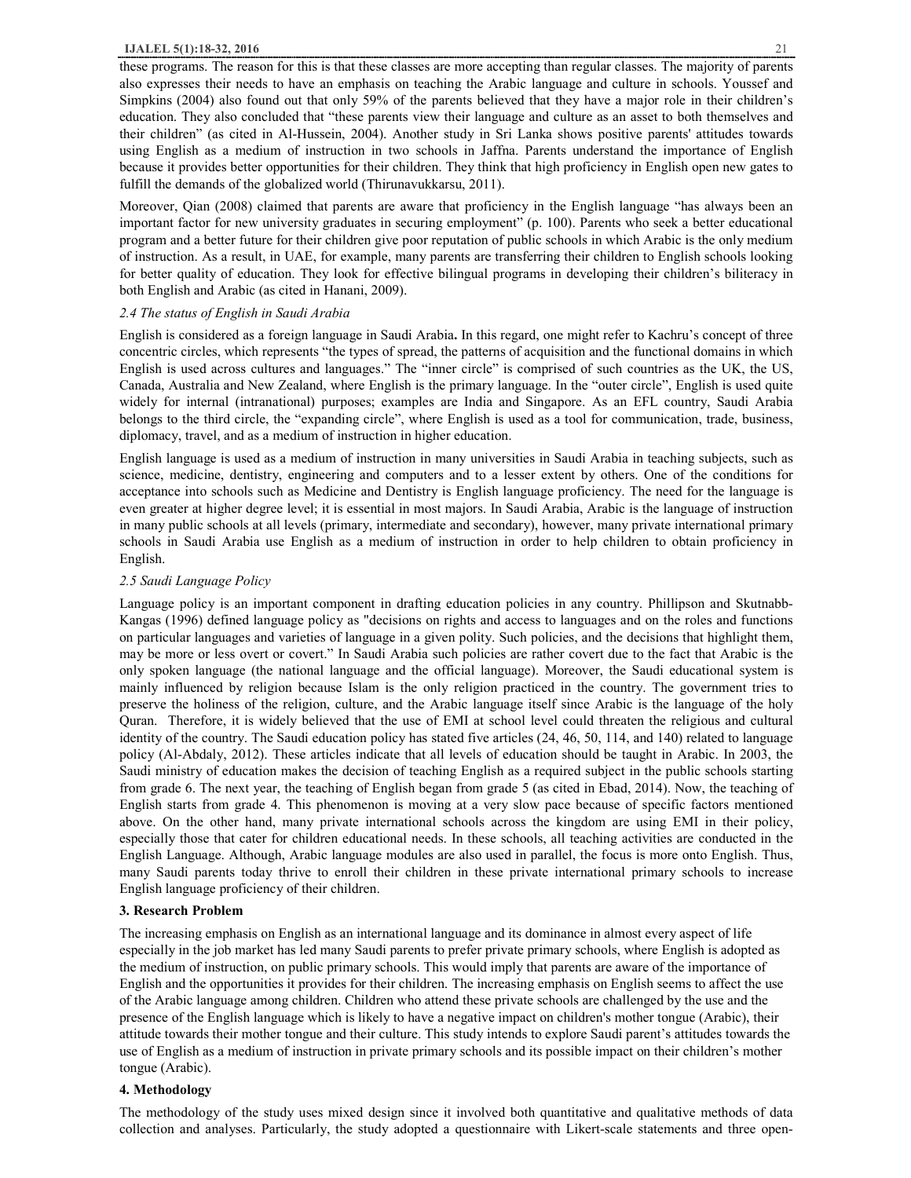these programs. The reason for this is that these classes are more accepting than regular classes. The majority of parents also expresses their needs to have an emphasis on teaching the Arabic language and culture in schools. Youssef and Simpkins (2004) also found out that only 59% of the parents believed that they have a major role in their children's education. They also concluded that "these parents view their language and culture as an asset to both themselves and their children" (as cited in Al-Hussein, 2004). Another study in Sri Lanka shows positive parents' attitudes towards using English as a medium of instruction in two schools in Jaffna. Parents understand the importance of English because it provides better opportunities for their children. They think that high proficiency in English open new gates to fulfill the demands of the globalized world (Thirunavukkarsu, 2011).

Moreover, Qian (2008) claimed that parents are aware that proficiency in the English language "has always been an important factor for new university graduates in securing employment" (p. 100). Parents who seek a better educational program and a better future for their children give poor reputation of public schools in which Arabic is the only medium of instruction. As a result, in UAE, for example, many parents are transferring their children to English schools looking for better quality of education. They look for effective bilingual programs in developing their children's biliteracy in both English and Arabic (as cited in Hanani, 2009).

### *2.4 The status of English in Saudi Arabia*

English is considered as a foreign language in Saudi Arabia**.** In this regard, one might refer to Kachru's concept of three concentric circles, which represents "the types of spread, the patterns of acquisition and the functional domains in which English is used across cultures and languages." The "inner circle" is comprised of such countries as the UK, the US, Canada, Australia and New Zealand, where English is the primary language. In the "outer circle", English is used quite widely for internal (intranational) purposes; examples are India and Singapore. As an EFL country, Saudi Arabia belongs to the third circle, the "expanding circle", where English is used as a tool for communication, trade, business, diplomacy, travel, and as a medium of instruction in higher education.

English language is used as a medium of instruction in many universities in Saudi Arabia in teaching subjects, such as science, medicine, dentistry, engineering and computers and to a lesser extent by others. One of the conditions for acceptance into schools such as Medicine and Dentistry is English language proficiency. The need for the language is even greater at higher degree level; it is essential in most majors. In Saudi Arabia, Arabic is the language of instruction in many public schools at all levels (primary, intermediate and secondary), however, many private international primary schools in Saudi Arabia use English as a medium of instruction in order to help children to obtain proficiency in English.

### *2.5 Saudi Language Policy*

Language policy is an important component in drafting education policies in any country. Phillipson and Skutnabb-Kangas (1996) defined language policy as "decisions on rights and access to languages and on the roles and functions on particular languages and varieties of language in a given polity. Such policies, and the decisions that highlight them, may be more or less overt or covert." In Saudi Arabia such policies are rather covert due to the fact that Arabic is the only spoken language (the national language and the official language). Moreover, the Saudi educational system is mainly influenced by religion because Islam is the only religion practiced in the country. The government tries to preserve the holiness of the religion, culture, and the Arabic language itself since Arabic is the language of the holy Quran. Therefore, it is widely believed that the use of EMI at school level could threaten the religious and cultural identity of the country. The Saudi education policy has stated five articles (24, 46, 50, 114, and 140) related to language policy (Al-Abdaly, 2012). These articles indicate that all levels of education should be taught in Arabic. In 2003, the Saudi ministry of education makes the decision of teaching English as a required subject in the public schools starting from grade 6. The next year, the teaching of English began from grade 5 (as cited in Ebad, 2014). Now, the teaching of English starts from grade 4. This phenomenon is moving at a very slow pace because of specific factors mentioned above. On the other hand, many private international schools across the kingdom are using EMI in their policy, especially those that cater for children educational needs. In these schools, all teaching activities are conducted in the English Language. Although, Arabic language modules are also used in parallel, the focus is more onto English. Thus, many Saudi parents today thrive to enroll their children in these private international primary schools to increase English language proficiency of their children.

## 3. Research Problem

The increasing emphasis on English as an international language and its dominance in almost every aspect of life especially in the job market has led many Saudi parents to prefer private primary schools, where English is adopted as the medium of instruction, on public primary schools. This would imply that parents are aware of the importance of English and the opportunities it provides for their children. The increasing emphasis on English seems to affect the use of the Arabic language among children. Children who attend these private schools are challenged by the use and the presence of the English language which is likely to have a negative impact on children's mother tongue (Arabic), their attitude towards their mother tongue and their culture. This study intends to explore Saudi parent's attitudes towards the use of English as a medium of instruction in private primary schools and its possible impact on their children's mother tongue (Arabic).

## 4. Methodology

The methodology of the study uses mixed design since it involved both quantitative and qualitative methods of data collection and analyses. Particularly, the study adopted a questionnaire with Likert-scale statements and three open-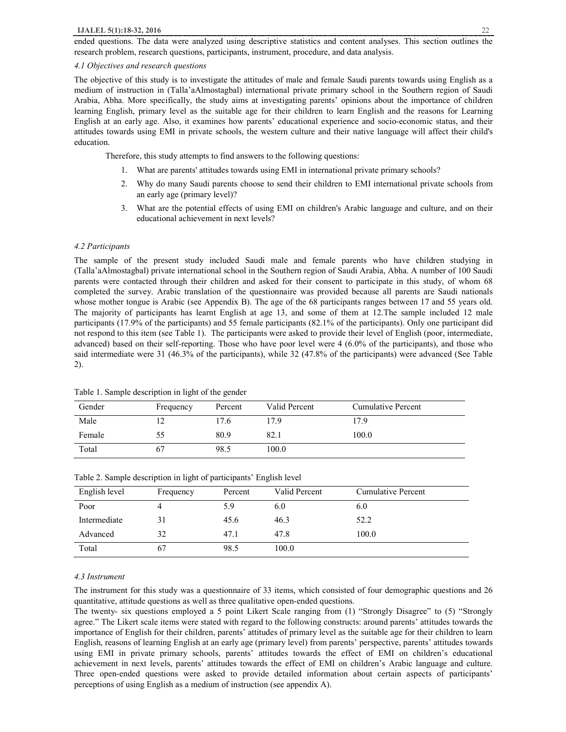ended questions. The data were analyzed using descriptive statistics and content analyses. This section outlines the research problem, research questions, participants, instrument, procedure, and data analysis.

### *4.1 Objectives and research questions*

The objective of this study is to investigate the attitudes of male and female Saudi parents towards using English as a medium of instruction in (Talla'aAlmostagbal) international private primary school in the Southern region of Saudi Arabia, Abha. More specifically, the study aims at investigating parents' opinions about the importance of children learning English, primary level as the suitable age for their children to learn English and the reasons for Learning English at an early age. Also, it examines how parents' educational experience and socio-economic status, and their attitudes towards using EMI in private schools, the western culture and their native language will affect their child's education.

Therefore, this study attempts to find answers to the following questions:

1. What are parents' attitudes towards using EMI in international private primary schools?
2. Why do many Saudi parents choose to send their children to EMI international private schools from an early age (primary level)?
3. What are the potential effects of using EMI on children's Arabic language and culture, and on their educational achievement in next levels?

### *4.2 Participants*

The sample of the present study included Saudi male and female parents who have children studying in (Talla'aAlmostagbal) private international school in the Southern region of Saudi Arabia, Abha. A number of 100 Saudi parents were contacted through their children and asked for their consent to participate in this study, of whom 68 completed the survey. Arabic translation of the questionnaire was provided because all parents are Saudi nationals whose mother tongue is Arabic (see Appendix B). The age of the 68 participants ranges between 17 and 55 years old. The majority of participants has learnt English at age 13, and some of them at 12.The sample included 12 male participants (17.9% of the participants) and 55 female participants (82.1% of the participants). Only one participant did not respond to this item (see Table 1). The participants were asked to provide their level of English (poor, intermediate, advanced) based on their self-reporting. Those who have poor level were 4 (6.0% of the participants), and those who said intermediate were 31 (46.3% of the participants), while 32 (47.8% of the participants) were advanced (See Table 2).

Table 1. Sample description in light of the gender

| Gender | Frequency | Percent | Valid Percent | Cumulative Percent |
|---|---|---|---|---|
| Male | 12 | 17.6 | 17.9 | 17.9 |
| Female | 55 | 80.9 | 82.1 | 100.0 |
| Total | 67 | 98.5 | 100.0 | |

Table 2. Sample description in light of participants' English level

| English level | Frequency | Percent | Valid Percent | Cumulative Percent |
|---|---|---|---|---|
| Poor | 4 | 5.9 | 6.0 | 6.0 |
| Intermediate | 31 | 45.6 | 46.3 | 52.2 |
| Advanced | 32 | 47.1 | 47.8 | 100.0 |
| Total | 67 | 98.5 | 100.0 | |

### *4.3 Instrument*

The instrument for this study was a questionnaire of 33 items, which consisted of four demographic questions and 26 quantitative, attitude questions as well as three qualitative open-ended questions.

The twenty- six questions employed a 5 point Likert Scale ranging from (1) "Strongly Disagree" to (5) "Strongly agree." The Likert scale items were stated with regard to the following constructs: around parents' attitudes towards the importance of English for their children, parents' attitudes of primary level as the suitable age for their children to learn English, reasons of learning English at an early age (primary level) from parents' perspective, parents' attitudes towards using EMI in private primary schools, parents' attitudes towards the effect of EMI on children's educational achievement in next levels, parents' attitudes towards the effect of EMI on children's Arabic language and culture. Three open-ended questions were asked to provide detailed information about certain aspects of participants' perceptions of using English as a medium of instruction (see appendix A).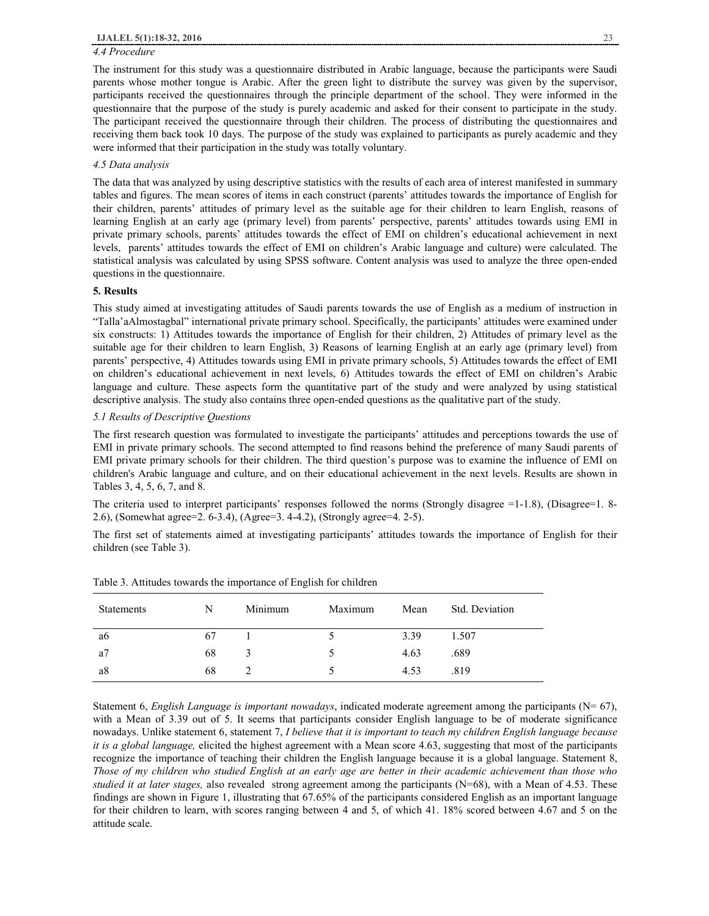### 4.4 Procedure

The instrument for this study was a questionnaire distributed in Arabic language, because the participants were Saudi parents whose mother tongue is Arabic. After the green light to distribute the survey was given by the supervisor, participants received the questionnaires through the principle department of the school. They were informed in the questionnaire that the purpose of the study is purely academic and asked for their consent to participate in the study. The participant received the questionnaire through their children. The process of distributing the questionnaires and receiving them back took 10 days. The purpose of the study was explained to participants as purely academic and they were informed that their participation in the study was totally voluntary.

### 4.5 Data analysis

The data that was analyzed by using descriptive statistics with the results of each area of interest manifested in summary tables and figures. The mean scores of items in each construct (parents' attitudes towards the importance of English for their children, parents' attitudes of primary level as the suitable age for their children to learn English, reasons of learning English at an early age (primary level) from parents' perspective, parents' attitudes towards using EMI in private primary schools, parents' attitudes towards the effect of EMI on children's educational achievement in next levels, parents' attitudes towards the effect of EMI on children's Arabic language and culture) were calculated. The statistical analysis was calculated by using SPSS software. Content analysis was used to analyze the three open-ended questions in the questionnaire.

## 5. Results

This study aimed at investigating attitudes of Saudi parents towards the use of English as a medium of instruction in "Talla'aAlmostagbal" international private primary school. Specifically, the participants' attitudes were examined under six constructs: 1) Attitudes towards the importance of English for their children, 2) Attitudes of primary level as the suitable age for their children to learn English, 3) Reasons of learning English at an early age (primary level) from parents' perspective, 4) Attitudes towards using EMI in private primary schools, 5) Attitudes towards the effect of EMI on children's educational achievement in next levels, 6) Attitudes towards the effect of EMI on children's Arabic language and culture. These aspects form the quantitative part of the study and were analyzed by using statistical descriptive analysis. The study also contains three open-ended questions as the qualitative part of the study.

### 5.1 Results of Descriptive Questions

The first research question was formulated to investigate the participants' attitudes and perceptions towards the use of EMI in private primary schools. The second attempted to find reasons behind the preference of many Saudi parents of EMI private primary schools for their children. The third question's purpose was to examine the influence of EMI on children's Arabic language and culture, and on their educational achievement in the next levels. Results are shown in Tables 3, 4, 5, 6, 7, and 8.

The criteria used to interpret participants' responses followed the norms (Strongly disagree =1-1.8), (Disagree=1. 8-2.6), (Somewhat agree=2. 6-3.4), (Agree=3. 4-4.2), (Strongly agree=4. 2-5).

The first set of statements aimed at investigating participants' attitudes towards the importance of English for their children (see Table 3).

Table 3. Attitudes towards the importance of English for children

| Statements | N | Minimum | Maximum | Mean | Std. Deviation |
|---|---|---|---|---|---|
| a6 | 67 | 1 | 5 | 3.39 | 1.507 |
| a7 | 68 | 3 | 5 | 4.63 | .689 |
| a8 | 68 | 2 | 5 | 4.53 | .819 |

Statement 6, *English Language is important nowadays*, indicated moderate agreement among the participants (N= 67), with a Mean of 3.39 out of 5. It seems that participants consider English language to be of moderate significance nowadays. Unlike statement 6, statement 7, *I believe that it is important to teach my children English language because it is a global language,* elicited the highest agreement with a Mean score 4.63, suggesting that most of the participants recognize the importance of teaching their children the English language because it is a global language. Statement 8, *Those of my children who studied English at an early age are better in their academic achievement than those who studied it at later stages,* also revealed strong agreement among the participants (N=68), with a Mean of 4.53. These findings are shown in Figure 1, illustrating that 67.65% of the participants considered English as an important language for their children to learn, with scores ranging between 4 and 5, of which 41. 18% scored between 4.67 and 5 on the attitude scale.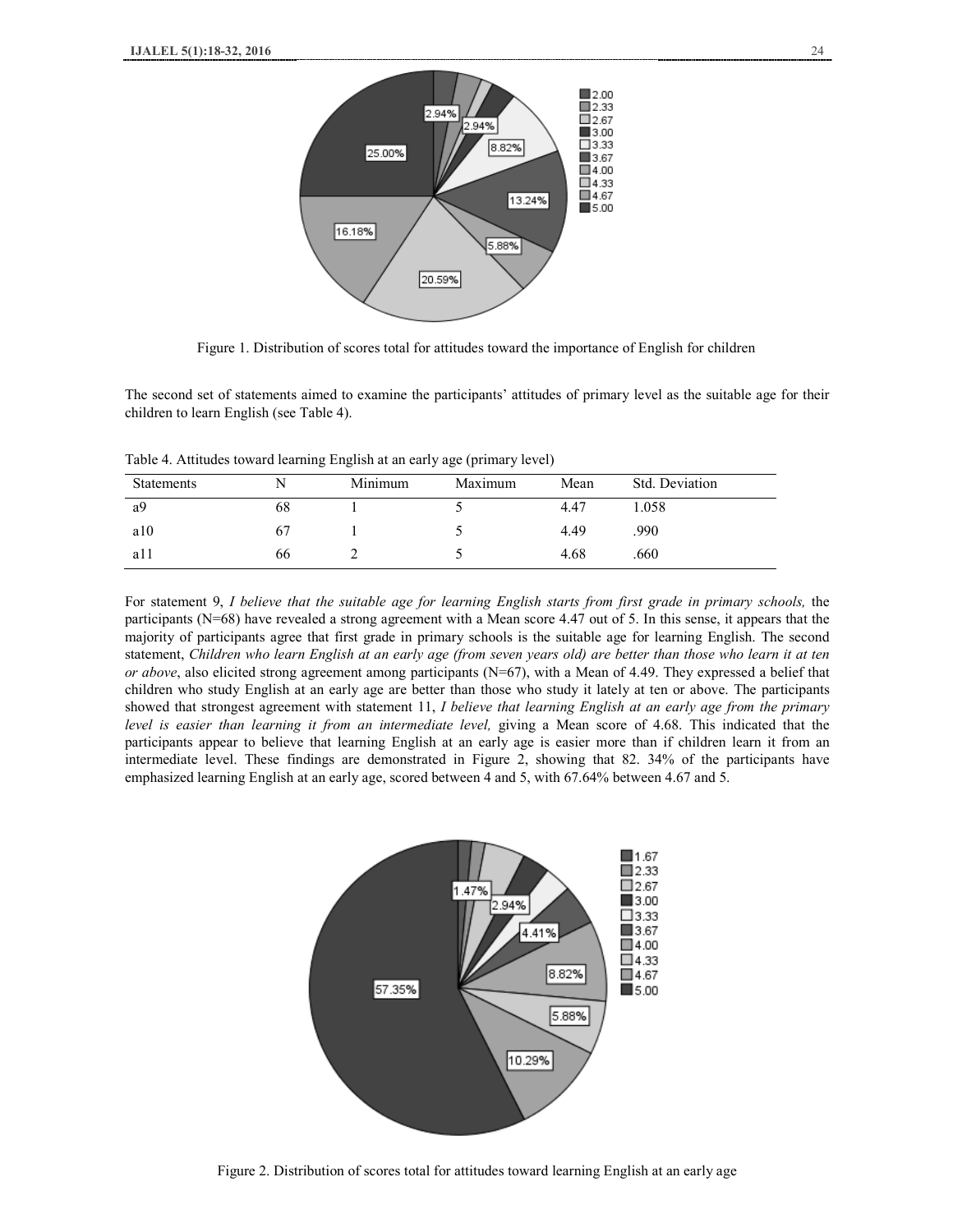Figure 1. Distribution of scores total for attitudes toward the importance of English for children

The second set of statements aimed to examine the participants' attitudes of primary level as the suitable age for their children to learn English (see Table 4).

Table 4. Attitudes toward learning English at an early age (primary level)

| Statements | N | Minimum | Maximum | Mean | Std. Deviation |
|---|---|---|---|---|---|
| a9 | 68 | 1 | 5 | 4.47 | 1.058 |
| a10 | 67 | 1 | 5 | 4.49 | .990 |
| a11 | 66 | 2 | 5 | 4.68 | .660 |

For statement 9, *I believe that the suitable age for learning English starts from first grade in primary schools,* the participants (N=68) have revealed a strong agreement with a Mean score 4.47 out of 5. In this sense, it appears that the majority of participants agree that first grade in primary schools is the suitable age for learning English. The second statement, *Children who learn English at an early age (from seven years old) are better than those who learn it at ten or above*, also elicited strong agreement among participants (N=67), with a Mean of 4.49. They expressed a belief that children who study English at an early age are better than those who study it lately at ten or above. The participants showed that strongest agreement with statement 11, *I believe that learning English at an early age from the primary level is easier than learning it from an intermediate level,* giving a Mean score of 4.68. This indicated that the participants appear to believe that learning English at an early age is easier more than if children learn it from an intermediate level. These findings are demonstrated in Figure 2, showing that 82. 34% of the participants have emphasized learning English at an early age, scored between 4 and 5, with 67.64% between 4.67 and 5.

Figure 2. Distribution of scores total for attitudes toward learning English at an early age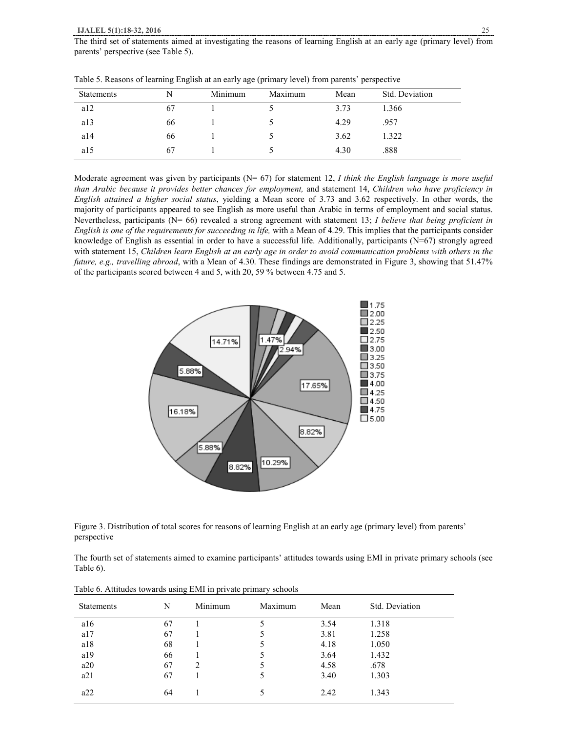The third set of statements aimed at investigating the reasons of learning English at an early age (primary level) from parents' perspective (see Table 5).

Table 5. Reasons of learning English at an early age (primary level) from parents' perspective

| Statements | N | Minimum | Maximum | Mean | Std. Deviation |
|---|---|---|---|---|---|
| a12 | 67 | 1 | 5 | 3.73 | 1.366 |
| a13 | 66 | 1 | 5 | 4.29 | .957 |
| a14 | 66 | 1 | 5 | 3.62 | 1.322 |
| a15 | 67 | 1 | 5 | 4.30 | .888 |

Moderate agreement was given by participants (N= 67) for statement 12, *I think the English language is more useful than Arabic because it provides better chances for employment,* and statement 14, *Children who have proficiency in English attained a higher social status*, yielding a Mean score of 3.73 and 3.62 respectively. In other words, the majority of participants appeared to see English as more useful than Arabic in terms of employment and social status. Nevertheless, participants (N= 66) revealed a strong agreement with statement 13; *I believe that being proficient in English is one of the requirements for succeeding in life,* with a Mean of 4.29. This implies that the participants consider knowledge of English as essential in order to have a successful life. Additionally, participants (N=67) strongly agreed with statement 15, *Children learn English at an early age in order to avoid communication problems with others in the future, e.g., travelling abroad*, with a Mean of 4.30. These findings are demonstrated in Figure 3, showing that 51.47% of the participants scored between 4 and 5, with 20, 59 % between 4.75 and 5.

Figure 3. Distribution of total scores for reasons of learning English at an early age (primary level) from parents' perspective

The fourth set of statements aimed to examine participants' attitudes towards using EMI in private primary schools (see Table 6).

Table 6. Attitudes towards using EMI in private primary schools

| Statements | N | Minimum | Maximum | Mean | Std. Deviation |
|---|---|---|---|---|---|
| a16 | 67 | 1 | 5 | 3.54 | 1.318 |
| a17 | 67 | 1 | 5 | 3.81 | 1.258 |
| a18 | 68 | 1 | 5 | 4.18 | 1.050 |
| a19 | 66 | 1 | 5 | 3.64 | 1.432 |
| a20 | 67 | 2 | 5 | 4.58 | .678 |
| a21 | 67 | 1 | 5 | 3.40 | 1.303 |
| a22 | 64 | 1 | 5 | 2.42 | 1.343 |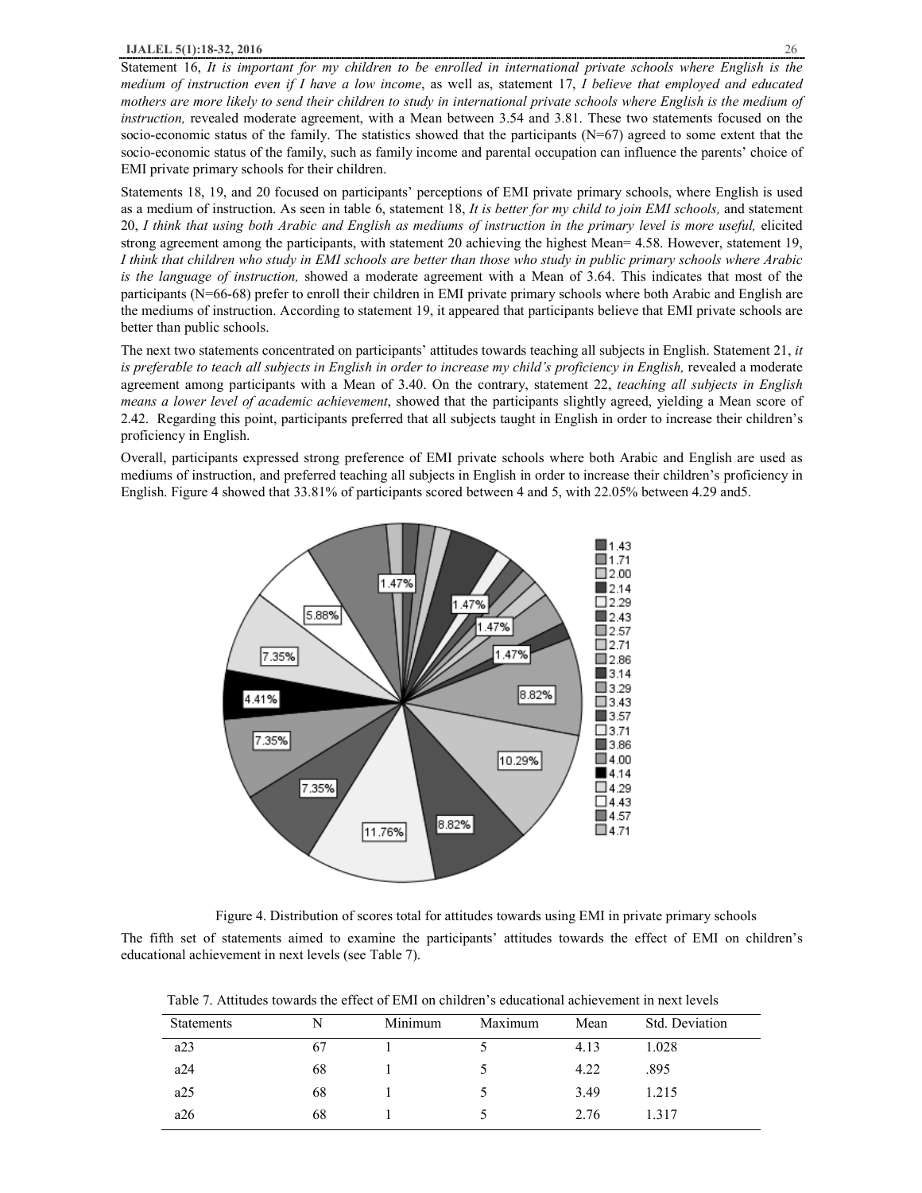Statement 16, *It is important for my children to be enrolled in international private schools where English is the medium of instruction even if I have a low income*, as well as, statement 17, *I believe that employed and educated mothers are more likely to send their children to study in international private schools where English is the medium of instruction,* revealed moderate agreement, with a Mean between 3.54 and 3.81. These two statements focused on the socio-economic status of the family. The statistics showed that the participants (N=67) agreed to some extent that the socio-economic status of the family, such as family income and parental occupation can influence the parents' choice of EMI private primary schools for their children.

Statements 18, 19, and 20 focused on participants' perceptions of EMI private primary schools, where English is used as a medium of instruction. As seen in table 6, statement 18, *It is better for my child to join EMI schools,* and statement 20, *I think that using both Arabic and English as mediums of instruction in the primary level is more useful,* elicited strong agreement among the participants, with statement 20 achieving the highest Mean= 4.58. However, statement 19, *I think that children who study in EMI schools are better than those who study in public primary schools where Arabic is the language of instruction,* showed a moderate agreement with a Mean of 3.64. This indicates that most of the participants (N=66-68) prefer to enroll their children in EMI private primary schools where both Arabic and English are the mediums of instruction. According to statement 19, it appeared that participants believe that EMI private schools are better than public schools.

The next two statements concentrated on participants' attitudes towards teaching all subjects in English. Statement 21, *it is preferable to teach all subjects in English in order to increase my child's proficiency in English,* revealed a moderate agreement among participants with a Mean of 3.40. On the contrary, statement 22, *teaching all subjects in English means a lower level of academic achievement*, showed that the participants slightly agreed, yielding a Mean score of 2.42. Regarding this point, participants preferred that all subjects taught in English in order to increase their children's proficiency in English.

Overall, participants expressed strong preference of EMI private schools where both Arabic and English are used as mediums of instruction, and preferred teaching all subjects in English in order to increase their children's proficiency in English. Figure 4 showed that 33.81% of participants scored between 4 and 5, with 22.05% between 4.29 and5.

Figure 4. Distribution of scores total for attitudes towards using EMI in private primary schools

The fifth set of statements aimed to examine the participants' attitudes towards the effect of EMI on children's educational achievement in next levels (see Table 7).

Table 7. Attitudes towards the effect of EMI on children's educational achievement in next levels

| Statements | N | Minimum | Maximum | Mean | Std. Deviation |
|---|---|---|---|---|---|
| a23 | 67 | 1 | 5 | 4.13 | 1.028 |
| a24 | 68 | 1 | 5 | 4.22 | .895 |
| a25 | 68 | 1 | 5 | 3.49 | 1.215 |
| a26 | 68 | 1 | 5 | 2.76 | 1.317 |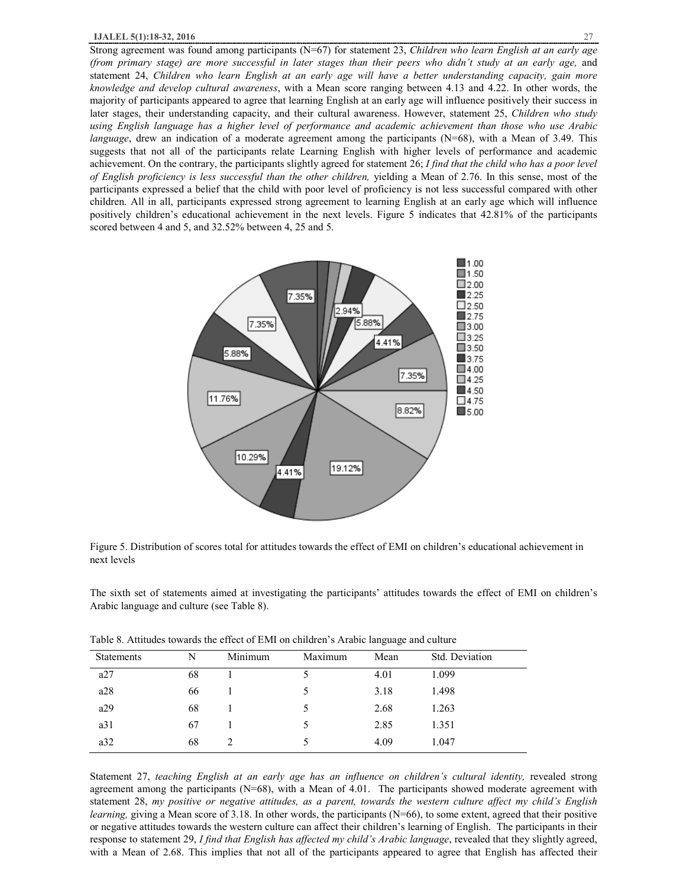Strong agreement was found among participants (N=67) for statement 23, *Children who learn English at an early age (from primary stage) are more successful in later stages than their peers who didn't study at an early age,* and statement 24, *Children who learn English at an early age will have a better understanding capacity, gain more knowledge and develop cultural awareness*, with a Mean score ranging between 4.13 and 4.22. In other words, the majority of participants appeared to agree that learning English at an early age will influence positively their success in later stages, their understanding capacity, and their cultural awareness. However, statement 25, *Children who study using English language has a higher level of performance and academic achievement than those who use Arabic language*, drew an indication of a moderate agreement among the participants (N=68), with a Mean of 3.49. This suggests that not all of the participants relate Learning English with higher levels of performance and academic achievement. On the contrary, the participants slightly agreed for statement 26; *I find that the child who has a poor level of English proficiency is less successful than the other children,* yielding a Mean of 2.76. In this sense, most of the participants expressed a belief that the child with poor level of proficiency is not less successful compared with other children. All in all, participants expressed strong agreement to learning English at an early age which will influence positively children's educational achievement in the next levels. Figure 5 indicates that 42.81% of the participants scored between 4 and 5, and 32.52% between 4, 25 and 5.

Figure 5. Distribution of scores total for attitudes towards the effect of EMI on children's educational achievement in next levels

The sixth set of statements aimed at investigating the participants' attitudes towards the effect of EMI on children's Arabic language and culture (see Table 8).

Table 8. Attitudes towards the effect of EMI on children's Arabic language and culture

| Statements | N | Minimum | Maximum | Mean | Std. Deviation |
|---|---|---|---|---|---|
| a27 | 68 | 1 | 5 | 4.01 | 1.099 |
| a28 | 66 | 1 | 5 | 3.18 | 1.498 |
| a29 | 68 | 1 | 5 | 2.68 | 1.263 |
| a31 | 67 | 1 | 5 | 2.85 | 1.351 |
| a32 | 68 | 2 | 5 | 4.09 | 1.047 |

Statement 27, *teaching English at an early age has an influence on children's cultural identity,* revealed strong agreement among the participants (N=68), with a Mean of 4.01. The participants showed moderate agreement with statement 28, *my positive or negative attitudes, as a parent, towards the western culture affect my child's English learning,* giving a Mean score of 3.18. In other words, the participants (N=66), to some extent, agreed that their positive or negative attitudes towards the western culture can affect their children's learning of English. The participants in their response to statement 29, *I find that English has affected my child's Arabic language*, revealed that they slightly agreed, with a Mean of 2.68. This implies that not all of the participants appeared to agree that English has affected their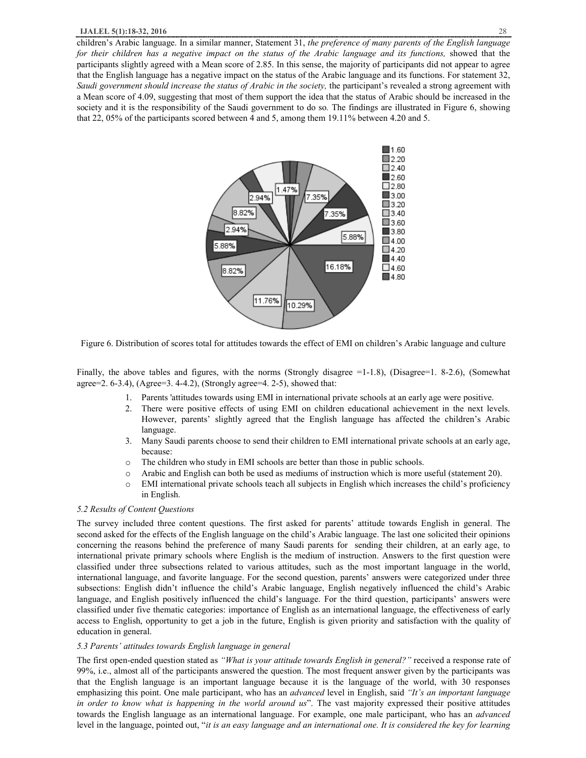children's Arabic language. In a similar manner, Statement 31, *the preference of many parents of the English language for their children has a negative impact on the status of the Arabic language and its functions,* showed that the participants slightly agreed with a Mean score of 2.85. In this sense, the majority of participants did not appear to agree that the English language has a negative impact on the status of the Arabic language and its functions. For statement 32, *Saudi government should increase the status of Arabic in the society,* the participant's revealed a strong agreement with a Mean score of 4.09, suggesting that most of them support the idea that the status of Arabic should be increased in the society and it is the responsibility of the Saudi government to do so. The findings are illustrated in Figure 6, showing that 22, 05% of the participants scored between 4 and 5, among them 19.11% between 4.20 and 5.

Figure 6. Distribution of scores total for attitudes towards the effect of EMI on children's Arabic language and culture

Finally, the above tables and figures, with the norms (Strongly disagree =1-1.8), (Disagree=1. 8-2.6), (Somewhat agree=2. 6-3.4), (Agree=3. 4-4.2), (Strongly agree=4. 2-5), showed that:

1. Parents 'attitudes towards using EMI in international private schools at an early age were positive.
2. There were positive effects of using EMI on children educational achievement in the next levels. However, parents' slightly agreed that the English language has affected the children's Arabic language.
3. Many Saudi parents choose to send their children to EMI international private schools at an early age, because:
   - The children who study in EMI schools are better than those in public schools.
   - Arabic and English can both be used as mediums of instruction which is more useful (statement 20).
   - EMI international private schools teach all subjects in English which increases the child's proficiency in English.

*5.2 Results of Content Questions*

The survey included three content questions. The first asked for parents' attitude towards English in general. The second asked for the effects of the English language on the child's Arabic language. The last one solicited their opinions concerning the reasons behind the preference of many Saudi parents for sending their children, at an early age, to international private primary schools where English is the medium of instruction. Answers to the first question were classified under three subsections related to various attitudes, such as the most important language in the world, international language, and favorite language. For the second question, parents' answers were categorized under three subsections: English didn't influence the child's Arabic language, English negatively influenced the child's Arabic language, and English positively influenced the child's language. For the third question, participants' answers were classified under five thematic categories: importance of English as an international language, the effectiveness of early access to English, opportunity to get a job in the future, English is given priority and satisfaction with the quality of education in general.

*5.3 Parents' attitudes towards English language in general*

The first open-ended question stated as *"What is your attitude towards English in general?"* received a response rate of 99%, i.e., almost all of the participants answered the question. The most frequent answer given by the participants was that the English language is an important language because it is the language of the world, with 30 responses emphasizing this point. One male participant, who has an *advanced* level in English, said *"It's an important language in order to know what is happening in the world around us"*. The vast majority expressed their positive attitudes towards the English language as an international language. For example, one male participant, who has an *advanced* level in the language, pointed out, "*it is an easy language and an international one. It is considered the key for learning*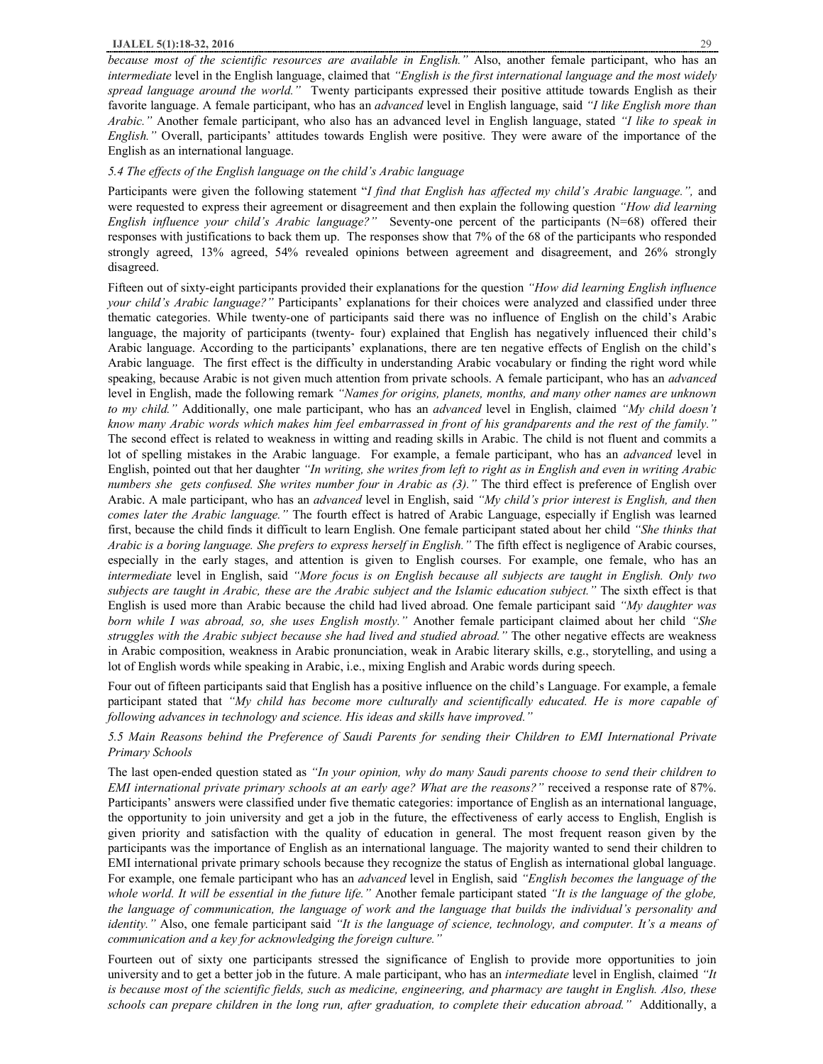*because most of the scientific resources are available in English."* Also, another female participant, who has an *intermediate* level in the English language, claimed that *"English is the first international language and the most widely spread language around the world."* Twenty participants expressed their positive attitude towards English as their favorite language. A female participant, who has an *advanced* level in English language, said *"I like English more than Arabic."* Another female participant, who also has an advanced level in English language, stated *"I like to speak in English."* Overall, participants' attitudes towards English were positive. They were aware of the importance of the English as an international language.

### *5.4 The effects of the English language on the child's Arabic language*

Participants were given the following statement "*I find that English has affected my child's Arabic language.",* and were requested to express their agreement or disagreement and then explain the following question *"How did learning English influence your child's Arabic language?"* Seventy-one percent of the participants (N=68) offered their responses with justifications to back them up. The responses show that 7% of the 68 of the participants who responded strongly agreed, 13% agreed, 54% revealed opinions between agreement and disagreement, and 26% strongly disagreed.

Fifteen out of sixty-eight participants provided their explanations for the question *"How did learning English influence your child's Arabic language?"* Participants' explanations for their choices were analyzed and classified under three thematic categories. While twenty-one of participants said there was no influence of English on the child's Arabic language, the majority of participants (twenty- four) explained that English has negatively influenced their child's Arabic language. According to the participants' explanations, there are ten negative effects of English on the child's Arabic language. The first effect is the difficulty in understanding Arabic vocabulary or finding the right word while speaking, because Arabic is not given much attention from private schools. A female participant, who has an *advanced* level in English, made the following remark *"Names for origins, planets, months, and many other names are unknown to my child."* Additionally, one male participant, who has an *advanced* level in English, claimed *"My child doesn't know many Arabic words which makes him feel embarrassed in front of his grandparents and the rest of the family."* The second effect is related to weakness in witting and reading skills in Arabic. The child is not fluent and commits a lot of spelling mistakes in the Arabic language. For example, a female participant, who has an *advanced* level in English, pointed out that her daughter *"In writing, she writes from left to right as in English and even in writing Arabic numbers she gets confused. She writes number four in Arabic as (3)."* The third effect is preference of English over Arabic. A male participant, who has an *advanced* level in English, said *"My child's prior interest is English, and then comes later the Arabic language."* The fourth effect is hatred of Arabic Language, especially if English was learned first, because the child finds it difficult to learn English. One female participant stated about her child *"She thinks that Arabic is a boring language. She prefers to express herself in English."* The fifth effect is negligence of Arabic courses, especially in the early stages, and attention is given to English courses. For example, one female, who has an *intermediate* level in English, said *"More focus is on English because all subjects are taught in English. Only two subjects are taught in Arabic, these are the Arabic subject and the Islamic education subject."* The sixth effect is that English is used more than Arabic because the child had lived abroad. One female participant said *"My daughter was born while I was abroad, so, she uses English mostly."* Another female participant claimed about her child *"She struggles with the Arabic subject because she had lived and studied abroad."* The other negative effects are weakness in Arabic composition, weakness in Arabic pronunciation, weak in Arabic literary skills, e.g., storytelling, and using a lot of English words while speaking in Arabic, i.e., mixing English and Arabic words during speech.

Four out of fifteen participants said that English has a positive influence on the child's Language. For example, a female participant stated that *"My child has become more culturally and scientifically educated. He is more capable of following advances in technology and science. His ideas and skills have improved."*

### *5.5 Main Reasons behind the Preference of Saudi Parents for sending their Children to EMI International Private Primary Schools*

The last open-ended question stated as *"In your opinion, why do many Saudi parents choose to send their children to EMI international private primary schools at an early age? What are the reasons?"* received a response rate of 87%. Participants' answers were classified under five thematic categories: importance of English as an international language, the opportunity to join university and get a job in the future, the effectiveness of early access to English, English is given priority and satisfaction with the quality of education in general. The most frequent reason given by the participants was the importance of English as an international language. The majority wanted to send their children to EMI international private primary schools because they recognize the status of English as international global language. For example, one female participant who has an *advanced* level in English, said *"English becomes the language of the whole world. It will be essential in the future life."* Another female participant stated *"It is the language of the globe, the language of communication, the language of work and the language that builds the individual's personality and identity."* Also, one female participant said *"It is the language of science, technology, and computer. It's a means of communication and a key for acknowledging the foreign culture."*

Fourteen out of sixty one participants stressed the significance of English to provide more opportunities to join university and to get a better job in the future. A male participant, who has an *intermediate* level in English, claimed *"It is because most of the scientific fields, such as medicine, engineering, and pharmacy are taught in English. Also, these schools can prepare children in the long run, after graduation, to complete their education abroad."* Additionally, a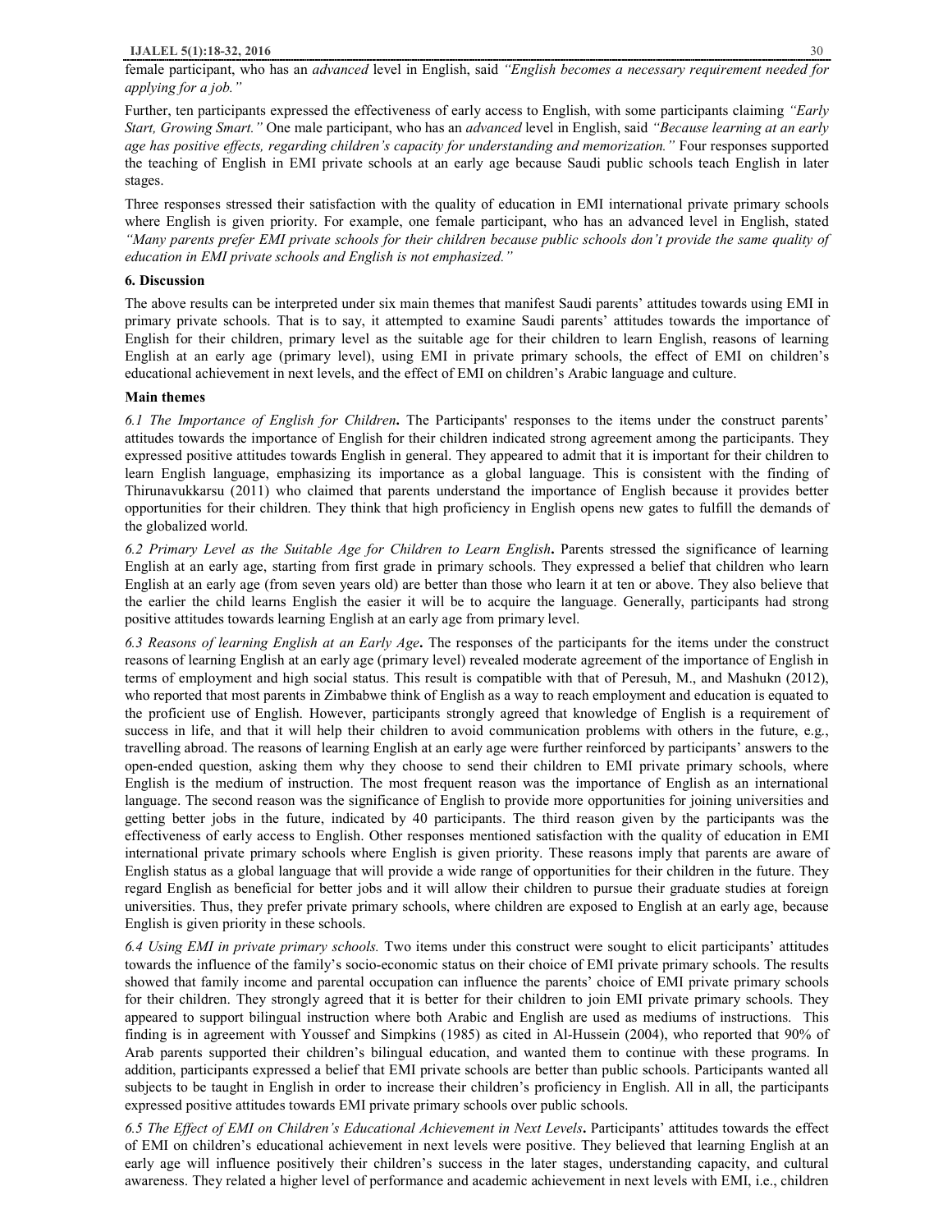female participant, who has an *advanced* level in English, said *"English becomes a necessary requirement needed for applying for a job."*

Further, ten participants expressed the effectiveness of early access to English, with some participants claiming *"Early Start, Growing Smart."* One male participant, who has an *advanced* level in English, said *"Because learning at an early age has positive effects, regarding children's capacity for understanding and memorization."* Four responses supported the teaching of English in EMI private schools at an early age because Saudi public schools teach English in later stages.

Three responses stressed their satisfaction with the quality of education in EMI international private primary schools where English is given priority. For example, one female participant, who has an advanced level in English, stated *"Many parents prefer EMI private schools for their children because public schools don't provide the same quality of education in EMI private schools and English is not emphasized."*

## 6. Discussion

The above results can be interpreted under six main themes that manifest Saudi parents' attitudes towards using EMI in primary private schools. That is to say, it attempted to examine Saudi parents' attitudes towards the importance of English for their children, primary level as the suitable age for their children to learn English, reasons of learning English at an early age (primary level), using EMI in private primary schools, the effect of EMI on children's educational achievement in next levels, and the effect of EMI on children's Arabic language and culture.

### Main themes

***6.1 The Importance of English for Children*.** The Participants' responses to the items under the construct parents' attitudes towards the importance of English for their children indicated strong agreement among the participants. They expressed positive attitudes towards English in general. They appeared to admit that it is important for their children to learn English language, emphasizing its importance as a global language. This is consistent with the finding of Thirunavukkarsu (2011) who claimed that parents understand the importance of English because it provides better opportunities for their children. They think that high proficiency in English opens new gates to fulfill the demands of the globalized world.

***6.2 Primary Level as the Suitable Age for Children to Learn English*.** Parents stressed the significance of learning English at an early age, starting from first grade in primary schools. They expressed a belief that children who learn English at an early age (from seven years old) are better than those who learn it at ten or above. They also believe that the earlier the child learns English the easier it will be to acquire the language. Generally, participants had strong positive attitudes towards learning English at an early age from primary level.

***6.3 Reasons of learning English at an Early Age*.** The responses of the participants for the items under the construct reasons of learning English at an early age (primary level) revealed moderate agreement of the importance of English in terms of employment and high social status. This result is compatible with that of Peresuh, M., and Mashukn (2012), who reported that most parents in Zimbabwe think of English as a way to reach employment and education is equated to the proficient use of English. However, participants strongly agreed that knowledge of English is a requirement of success in life, and that it will help their children to avoid communication problems with others in the future, e.g., travelling abroad. The reasons of learning English at an early age were further reinforced by participants' answers to the open-ended question, asking them why they choose to send their children to EMI private primary schools, where English is the medium of instruction. The most frequent reason was the importance of English as an international language. The second reason was the significance of English to provide more opportunities for joining universities and getting better jobs in the future, indicated by 40 participants. The third reason given by the participants was the effectiveness of early access to English. Other responses mentioned satisfaction with the quality of education in EMI international private primary schools where English is given priority. These reasons imply that parents are aware of English status as a global language that will provide a wide range of opportunities for their children in the future. They regard English as beneficial for better jobs and it will allow their children to pursue their graduate studies at foreign universities. Thus, they prefer private primary schools, where children are exposed to English at an early age, because English is given priority in these schools.

*6.4 Using EMI in private primary schools.* Two items under this construct were sought to elicit participants' attitudes towards the influence of the family's socio-economic status on their choice of EMI private primary schools. The results showed that family income and parental occupation can influence the parents' choice of EMI private primary schools for their children. They strongly agreed that it is better for their children to join EMI private primary schools. They appeared to support bilingual instruction where both Arabic and English are used as mediums of instructions. This finding is in agreement with Youssef and Simpkins (1985) as cited in Al-Hussein (2004), who reported that 90% of Arab parents supported their children's bilingual education, and wanted them to continue with these programs. In addition, participants expressed a belief that EMI private schools are better than public schools. Participants wanted all subjects to be taught in English in order to increase their children's proficiency in English. All in all, the participants expressed positive attitudes towards EMI private primary schools over public schools.

***6.5 The Effect of EMI on Children's Educational Achievement in Next Levels*.** Participants' attitudes towards the effect of EMI on children's educational achievement in next levels were positive. They believed that learning English at an early age will influence positively their children's success in the later stages, understanding capacity, and cultural awareness. They related a higher level of performance and academic achievement in next levels with EMI, i.e., children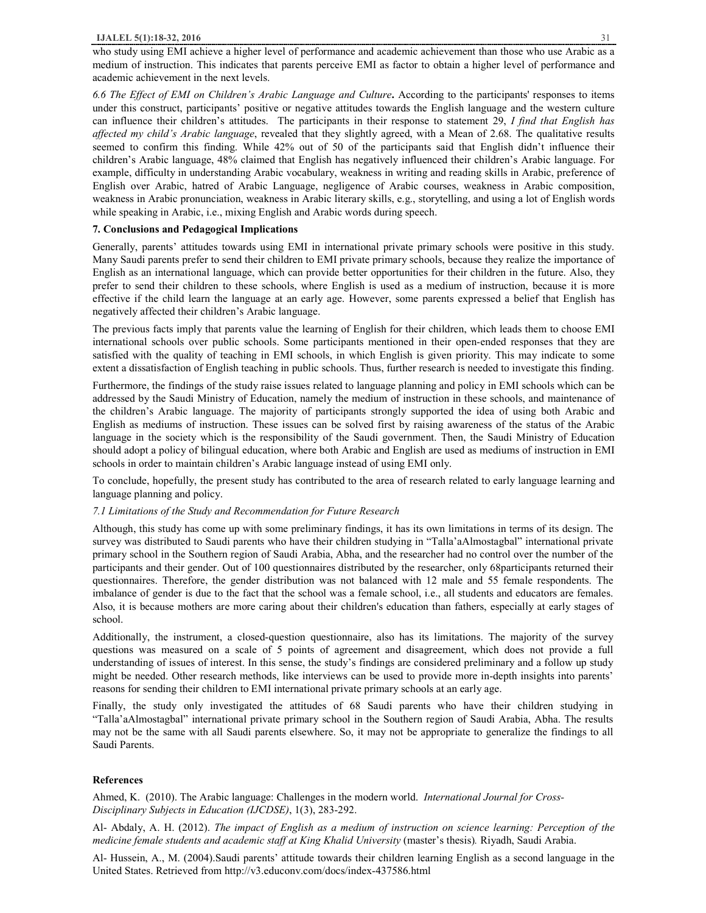who study using EMI achieve a higher level of performance and academic achievement than those who use Arabic as a medium of instruction. This indicates that parents perceive EMI as factor to obtain a higher level of performance and academic achievement in the next levels.

*6.6 The Effect of EMI on Children's Arabic Language and Culture*. According to the participants' responses to items under this construct, participants' positive or negative attitudes towards the English language and the western culture can influence their children's attitudes. The participants in their response to statement 29, *I find that English has affected my child's Arabic language*, revealed that they slightly agreed, with a Mean of 2.68. The qualitative results seemed to confirm this finding. While 42% out of 50 of the participants said that English didn't influence their children's Arabic language, 48% claimed that English has negatively influenced their children's Arabic language. For example, difficulty in understanding Arabic vocabulary, weakness in writing and reading skills in Arabic, preference of English over Arabic, hatred of Arabic Language, negligence of Arabic courses, weakness in Arabic composition, weakness in Arabic pronunciation, weakness in Arabic literary skills, e.g., storytelling, and using a lot of English words while speaking in Arabic, i.e., mixing English and Arabic words during speech.

## 7. Conclusions and Pedagogical Implications

Generally, parents' attitudes towards using EMI in international private primary schools were positive in this study. Many Saudi parents prefer to send their children to EMI private primary schools, because they realize the importance of English as an international language, which can provide better opportunities for their children in the future. Also, they prefer to send their children to these schools, where English is used as a medium of instruction, because it is more effective if the child learn the language at an early age. However, some parents expressed a belief that English has negatively affected their children's Arabic language.

The previous facts imply that parents value the learning of English for their children, which leads them to choose EMI international schools over public schools. Some participants mentioned in their open-ended responses that they are satisfied with the quality of teaching in EMI schools, in which English is given priority. This may indicate to some extent a dissatisfaction of English teaching in public schools. Thus, further research is needed to investigate this finding.

Furthermore, the findings of the study raise issues related to language planning and policy in EMI schools which can be addressed by the Saudi Ministry of Education, namely the medium of instruction in these schools, and maintenance of the children's Arabic language. The majority of participants strongly supported the idea of using both Arabic and English as mediums of instruction. These issues can be solved first by raising awareness of the status of the Arabic language in the society which is the responsibility of the Saudi government. Then, the Saudi Ministry of Education should adopt a policy of bilingual education, where both Arabic and English are used as mediums of instruction in EMI schools in order to maintain children's Arabic language instead of using EMI only.

To conclude, hopefully, the present study has contributed to the area of research related to early language learning and language planning and policy.

### *7.1 Limitations of the Study and Recommendation for Future Research*

Although, this study has come up with some preliminary findings, it has its own limitations in terms of its design. The survey was distributed to Saudi parents who have their children studying in "Talla'aAlmostagbal" international private primary school in the Southern region of Saudi Arabia, Abha, and the researcher had no control over the number of the participants and their gender. Out of 100 questionnaires distributed by the researcher, only 68participants returned their questionnaires. Therefore, the gender distribution was not balanced with 12 male and 55 female respondents. The imbalance of gender is due to the fact that the school was a female school, i.e., all students and educators are females. Also, it is because mothers are more caring about their children's education than fathers, especially at early stages of school.

Additionally, the instrument, a closed-question questionnaire, also has its limitations. The majority of the survey questions was measured on a scale of 5 points of agreement and disagreement, which does not provide a full understanding of issues of interest. In this sense, the study's findings are considered preliminary and a follow up study might be needed. Other research methods, like interviews can be used to provide more in-depth insights into parents' reasons for sending their children to EMI international private primary schools at an early age.

Finally, the study only investigated the attitudes of 68 Saudi parents who have their children studying in "Talla'aAlmostagbal" international private primary school in the Southern region of Saudi Arabia, Abha. The results may not be the same with all Saudi parents elsewhere. So, it may not be appropriate to generalize the findings to all Saudi Parents.

## References

Ahmed, K. (2010). The Arabic language: Challenges in the modern world. *International Journal for Cross-Disciplinary Subjects in Education (IJCDSE)*, 1(3), 283-292.

Al- Abdaly, A. H. (2012). *The impact of English as a medium of instruction on science learning: Perception of the medicine female students and academic staff at King Khalid University* (master's thesis)*.* Riyadh, Saudi Arabia.

Al- Hussein, A., M. (2004).Saudi parents' attitude towards their children learning English as a second language in the United States. Retrieved from http://v3.educonv.com/docs/index-437586.html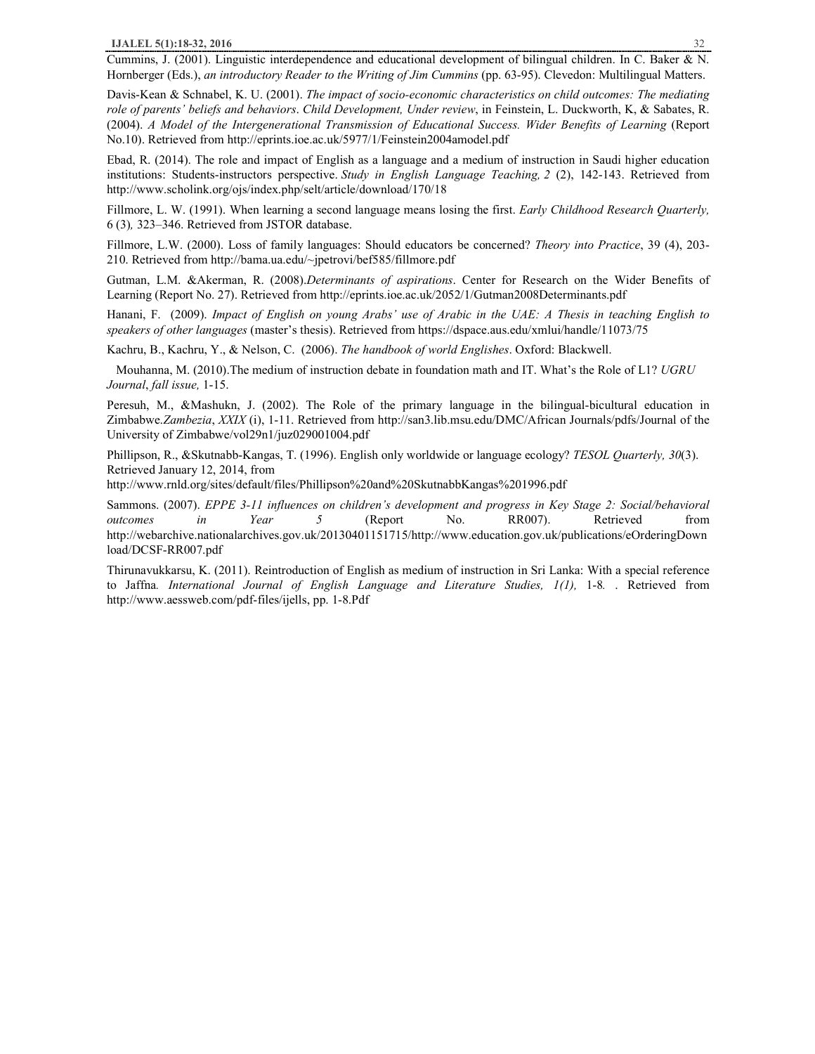Cummins, J. (2001). Linguistic interdependence and educational development of bilingual children. In C. Baker & N. Hornberger (Eds.), *an introductory Reader to the Writing of Jim Cummins* (pp. 63-95). Clevedon: Multilingual Matters.

Davis-Kean & Schnabel, K. U. (2001). *The impact of socio-economic characteristics on child outcomes: The mediating role of parents' beliefs and behaviors*. *Child Development, Under review*, in Feinstein, L. Duckworth, K, & Sabates, R. (2004). *A Model of the Intergenerational Transmission of Educational Success. Wider Benefits of Learning* (Report No.10). Retrieved from http://eprints.ioe.ac.uk/5977/1/Feinstein2004amodel.pdf

Ebad, R. (2014). The role and impact of English as a language and a medium of instruction in Saudi higher education institutions: Students-instructors perspective. *Study in English Language Teaching, 2* (2), 142-143. Retrieved from http://www.scholink.org/ojs/index.php/selt/article/download/170/18

Fillmore, L. W. (1991). When learning a second language means losing the first. *Early Childhood Research Quarterly,* 6 (3)*,* 323–346. Retrieved from JSTOR database.

Fillmore, L.W. (2000). Loss of family languages: Should educators be concerned? *Theory into Practice*, 39 (4), 203-210. Retrieved from http://bama.ua.edu/~jpetrovi/bef585/fillmore.pdf

Gutman, L.M. &Akerman, R. (2008).*Determinants of aspirations*. Center for Research on the Wider Benefits of Learning (Report No. 27). Retrieved from http://eprints.ioe.ac.uk/2052/1/Gutman2008Determinants.pdf

Hanani, F. (2009). *Impact of English on young Arabs' use of Arabic in the UAE: A Thesis in teaching English to speakers of other languages* (master's thesis). Retrieved from https://dspace.aus.edu/xmlui/handle/11073/75

Kachru, B., Kachru, Y., & Nelson, C. (2006). *The handbook of world Englishes*. Oxford: Blackwell.

Mouhanna, M. (2010).The medium of instruction debate in foundation math and IT. What's the Role of L1? *UGRU Journal*, *fall issue,* 1-15.

Peresuh, M., &Mashukn, J. (2002). The Role of the primary language in the bilingual-bicultural education in Zimbabwe.*Zambezia*, *XXIX* (i), 1-11. Retrieved from http://san3.lib.msu.edu/DMC/African Journals/pdfs/Journal of the University of Zimbabwe/vol29n1/juz029001004.pdf

Phillipson, R., &Skutnabb-Kangas, T. (1996). English only worldwide or language ecology? *TESOL Quarterly, 30*(3). Retrieved January 12, 2014, from http://www.rnld.org/sites/default/files/Phillipson%20and%20SkutnabbKangas%201996.pdf

Sammons. (2007). *EPPE 3-11 influences on children's development and progress in Key Stage 2: Social/behavioral outcomes in Year 5* (Report No. RR007). Retrieved from http://webarchive.nationalarchives.gov.uk/20130401151715/http://www.education.gov.uk/publications/eOrderingDownload/DCSF-RR007.pdf

Thirunavukkarsu, K. (2011). Reintroduction of English as medium of instruction in Sri Lanka: With a special reference to Jaffna*. International Journal of English Language and Literature Studies, 1(1),* 1-8*.* . Retrieved from http://www.aessweb.com/pdf-files/ijells, pp. 1-8.Pdf